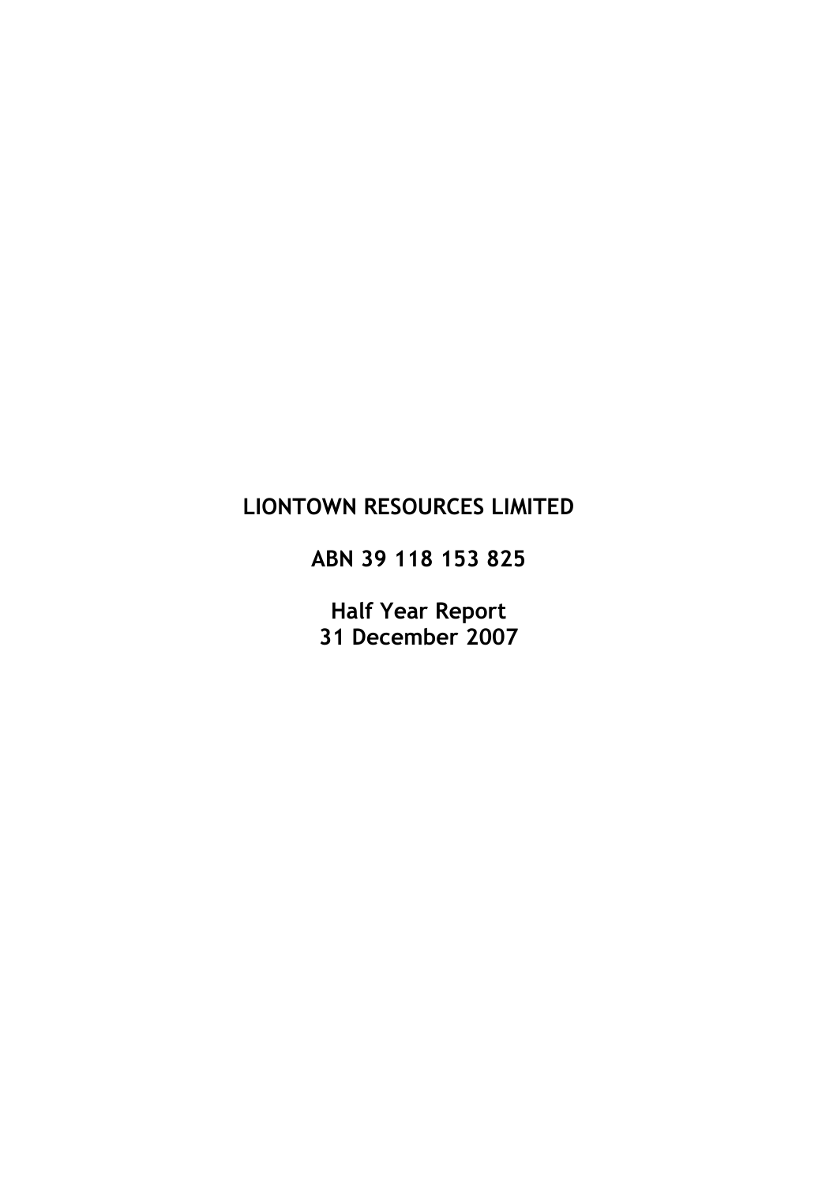# LIONTOWN RESOURCES LIMITED

## ABN 39 118 153 825

## Half Year Report
## 31 December 2007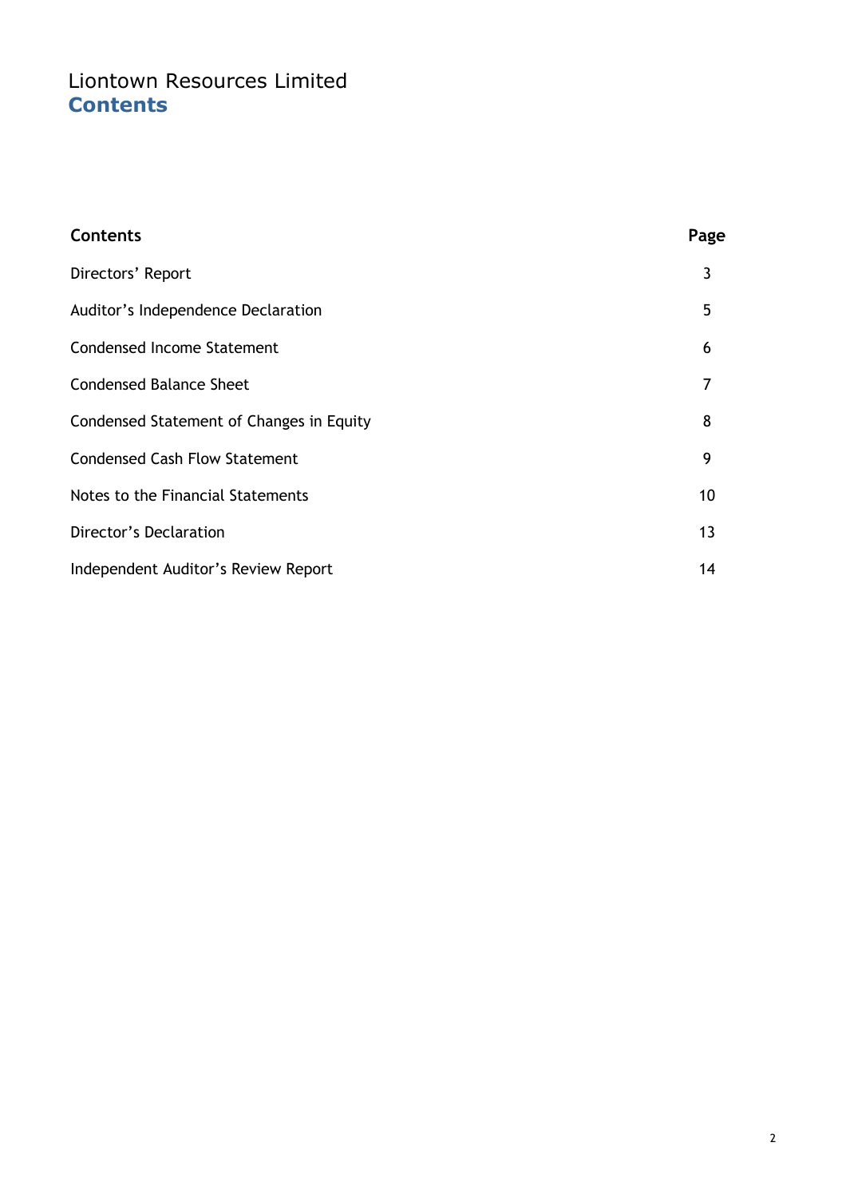# Liontown Resources Limited
## Contents

| Contents | Page |
|---|---|
| Directors' Report | 3 |
| Auditor's Independence Declaration | 5 |
| Condensed Income Statement | 6 |
| Condensed Balance Sheet | 7 |
| Condensed Statement of Changes in Equity | 8 |
| Condensed Cash Flow Statement | 9 |
| Notes to the Financial Statements | 10 |
| Director's Declaration | 13 |
| Independent Auditor's Review Report | 14 |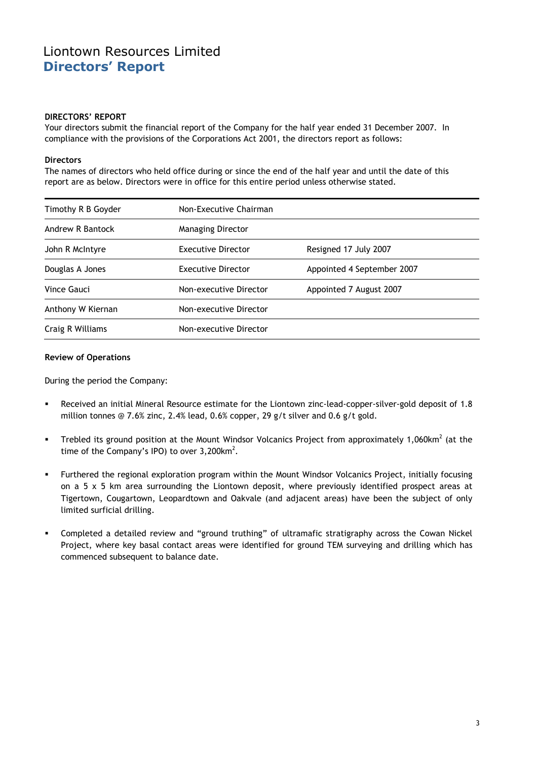# Liontown Resources Limited
## Directors' Report

**DIRECTORS' REPORT**

Your directors submit the financial report of the Company for the half year ended 31 December 2007. In compliance with the provisions of the Corporations Act 2001, the directors report as follows:

**Directors**

The names of directors who held office during or since the end of the half year and until the date of this report are as below. Directors were in office for this entire period unless otherwise stated.

| | | |
|---|---|---|
| Timothy R B Goyder | Non-Executive Chairman | |
| Andrew R Bantock | Managing Director | |
| John R McIntyre | Executive Director | Resigned 17 July 2007 |
| Douglas A Jones | Executive Director | Appointed 4 September 2007 |
| Vince Gauci | Non-executive Director | Appointed 7 August 2007 |
| Anthony W Kiernan | Non-executive Director | |
| Craig R Williams | Non-executive Director | |

**Review of Operations**

During the period the Company:

- Received an initial Mineral Resource estimate for the Liontown zinc-lead-copper-silver-gold deposit of 1.8 million tonnes @ 7.6% zinc, 2.4% lead, 0.6% copper, 29 g/t silver and 0.6 g/t gold.
- Trebled its ground position at the Mount Windsor Volcanics Project from approximately 1,060km$^2$ (at the time of the Company's IPO) to over 3,200km$^2$.
- Furthered the regional exploration program within the Mount Windsor Volcanics Project, initially focusing on a 5 x 5 km area surrounding the Liontown deposit, where previously identified prospect areas at Tigertown, Cougartown, Leopardtown and Oakvale (and adjacent areas) have been the subject of only limited surficial drilling.
- Completed a detailed review and "ground truthing" of ultramafic stratigraphy across the Cowan Nickel Project, where key basal contact areas were identified for ground TEM surveying and drilling which has commenced subsequent to balance date.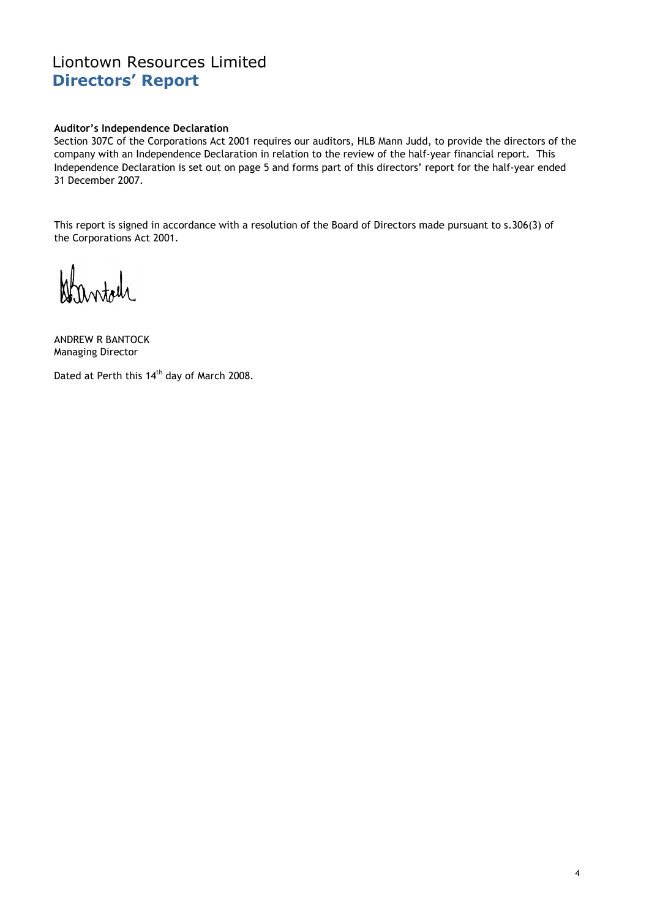# Liontown Resources Limited
## Directors' Report

**Auditor's Independence Declaration**

Section 307C of the Corporations Act 2001 requires our auditors, HLB Mann Judd, to provide the directors of the company with an Independence Declaration in relation to the review of the half-year financial report. This Independence Declaration is set out on page 5 and forms part of this directors' report for the half-year ended 31 December 2007.

This report is signed in accordance with a resolution of the Board of Directors made pursuant to s.306(3) of the Corporations Act 2001.

ANDREW R BANTOCK
Managing Director

Dated at Perth this 14th day of March 2008.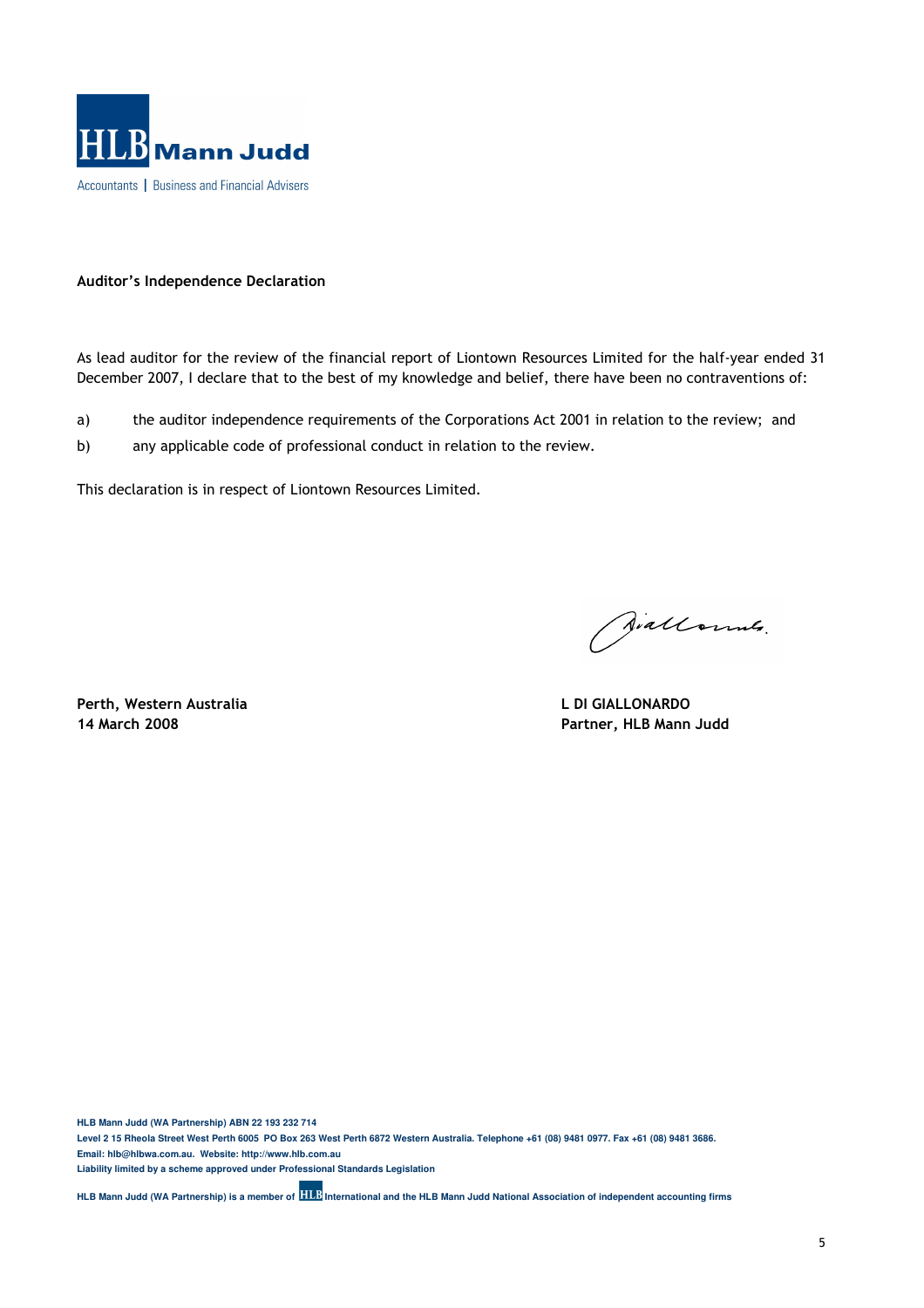**HLB Mann Judd**

Accountants | Business and Financial Advisers

**Auditor's Independence Declaration**

As lead auditor for the review of the financial report of Liontown Resources Limited for the half-year ended 31 December 2007, I declare that to the best of my knowledge and belief, there have been no contraventions of:

a) the auditor independence requirements of the Corporations Act 2001 in relation to the review; and

b) any applicable code of professional conduct in relation to the review.

This declaration is in respect of Liontown Resources Limited.

**Perth, Western Australia**
**14 March 2008**

**L DI GIALLONARDO**
**Partner, HLB Mann Judd**

**HLB Mann Judd (WA Partnership) ABN 22 193 232 714**
**Level 2 15 Rheola Street West Perth 6005 PO Box 263 West Perth 6872 Western Australia. Telephone +61 (08) 9481 0977. Fax +61 (08) 9481 3686.**
**Email: hlb@hlbwa.com.au. Website: http://www.hlb.com.au**
**Liability limited by a scheme approved under Professional Standards Legislation**

**HLB Mann Judd (WA Partnership) is a member of HLB International and the HLB Mann Judd National Association of independent accounting firms**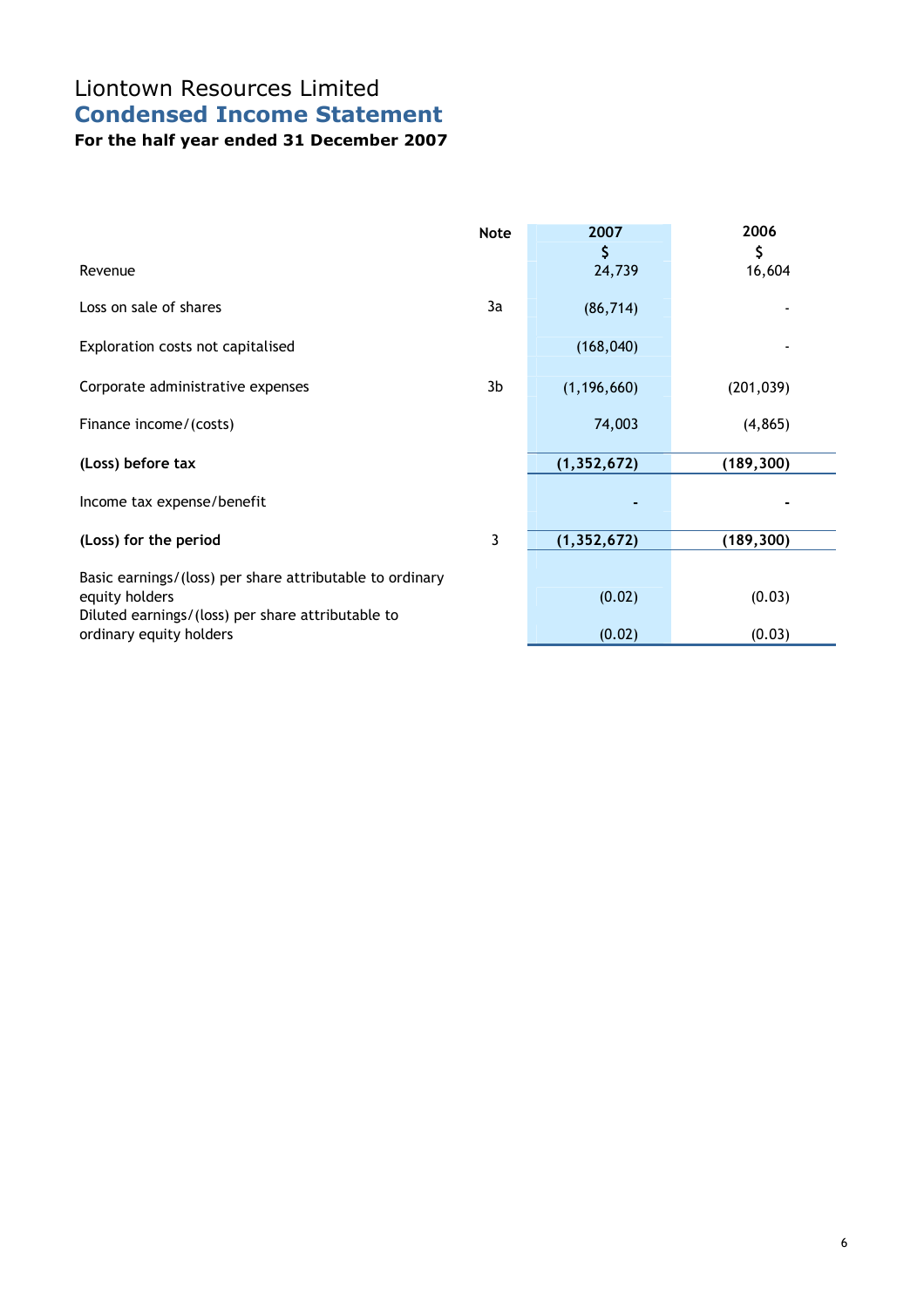# Liontown Resources Limited

## Condensed Income Statement

### For the half year ended 31 December 2007

| | Note | 2007<br>$ | 2006<br>$ |
|---|---|---|---|
| Revenue | | 24,739 | 16,604 |
| Loss on sale of shares | 3a | (86,714) | - |
| Exploration costs not capitalised | | (168,040) | - |
| Corporate administrative expenses | 3b | (1,196,660) | (201,039) |
| Finance income/(costs) | | 74,003 | (4,865) |
| **(Loss) before tax** | | **(1,352,672)** | **(189,300)** |
| Income tax expense/benefit | | **-** | **-** |
| **(Loss) for the period** | 3 | **(1,352,672)** | **(189,300)** |
| Basic earnings/(loss) per share attributable to ordinary equity holders | | (0.02) | (0.03) |
| Diluted earnings/(loss) per share attributable to ordinary equity holders | | (0.02) | (0.03) |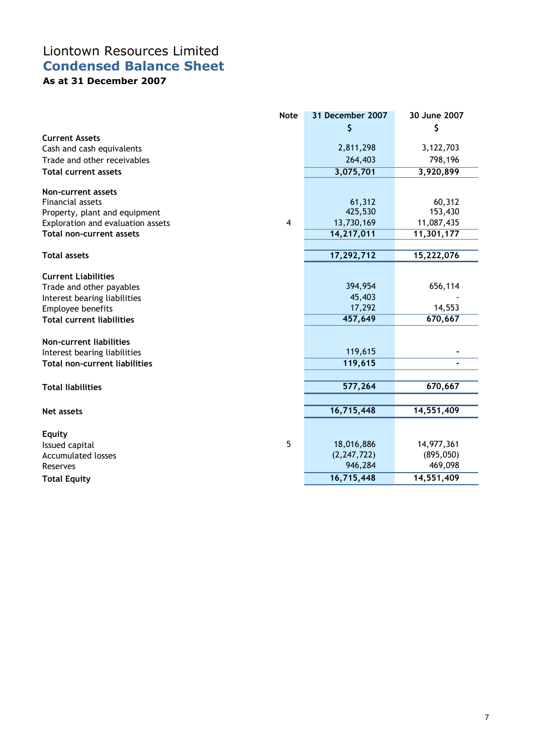# Liontown Resources Limited
## Condensed Balance Sheet
### As at 31 December 2007

| | Note | 31 December 2007 | 30 June 2007 |
|---|---|---|---|
| | | $ | $ |
| **Current Assets** | | | |
| Cash and cash equivalents | | 2,811,298 | 3,122,703 |
| Trade and other receivables | | 264,403 | 798,196 |
| **Total current assets** | | **3,075,701** | **3,920,899** |
| | | | |
| **Non-current assets** | | | |
| Financial assets | | 61,312 | 60,312 |
| Property, plant and equipment | | 425,530 | 153,430 |
| Exploration and evaluation assets | 4 | 13,730,169 | 11,087,435 |
| **Total non-current assets** | | **14,217,011** | **11,301,177** |
| | | | |
| **Total assets** | | **17,292,712** | **15,222,076** |
| | | | |
| **Current Liabilities** | | | |
| Trade and other payables | | 394,954 | 656,114 |
| Interest bearing liabilities | | 45,403 | - |
| Employee benefits | | 17,292 | 14,553 |
| **Total current liabilities** | | **457,649** | **670,667** |
| | | | |
| **Non-current liabilities** | | | |
| Interest bearing liabilities | | 119,615 | - |
| **Total non-current liabilities** | | **119,615** | **-** |
| | | | |
| **Total liabilities** | | **577,264** | **670,667** |
| | | | |
| **Net assets** | | **16,715,448** | **14,551,409** |
| | | | |
| **Equity** | | | |
| Issued capital | 5 | 18,016,886 | 14,977,361 |
| Accumulated losses | | (2,247,722) | (895,050) |
| Reserves | | 946,284 | 469,098 |
| **Total Equity** | | **16,715,448** | **14,551,409** |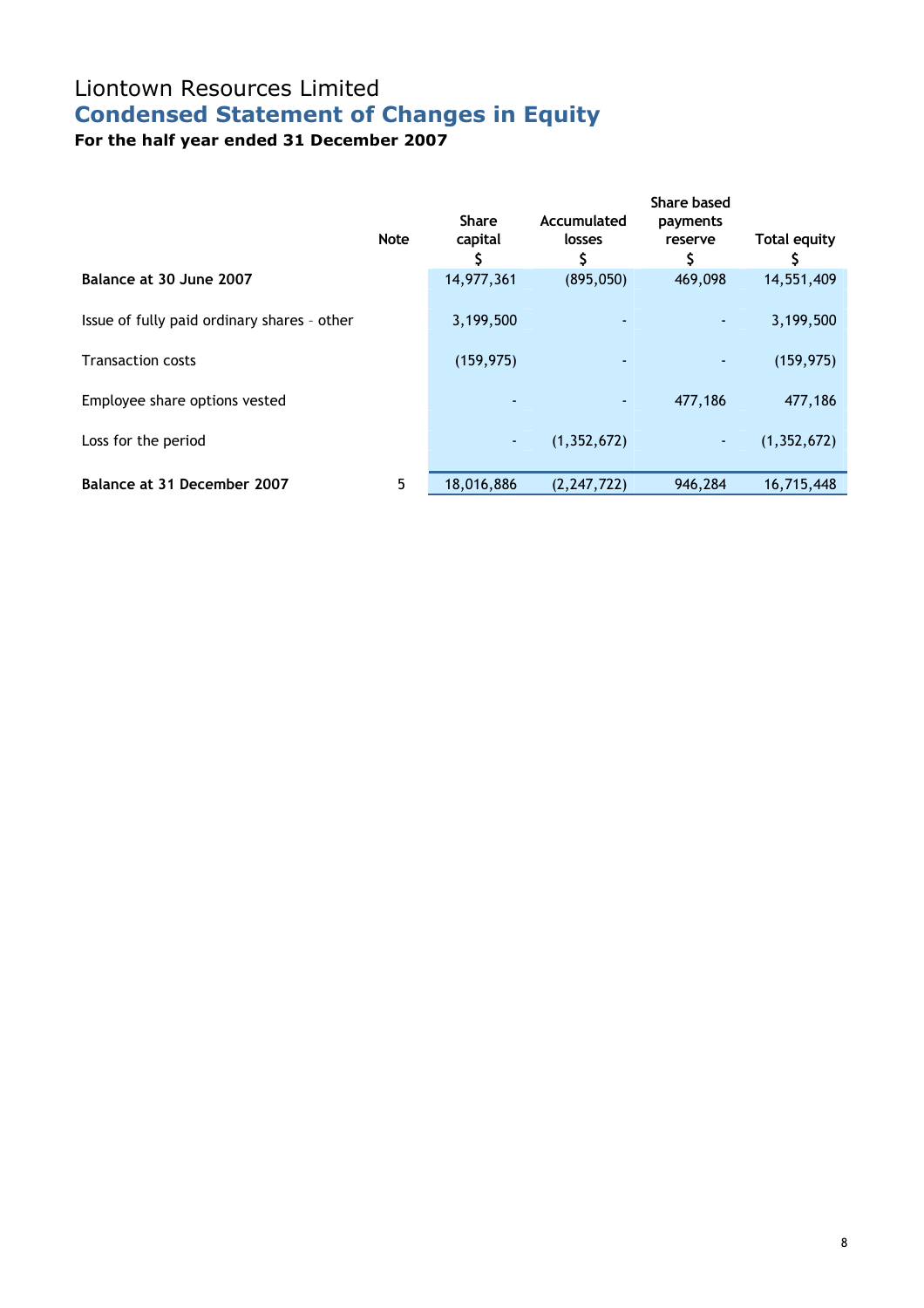# Liontown Resources Limited

## Condensed Statement of Changes in Equity

### For the half year ended 31 December 2007

| | Note | Share capital $ | Accumulated losses $ | Share based payments reserve $ | Total equity $ |
|---|---|---|---|---|---|
| **Balance at 30 June 2007** | | 14,977,361 | (895,050) | 469,098 | 14,551,409 |
| Issue of fully paid ordinary shares – other | | 3,199,500 | - | - | 3,199,500 |
| Transaction costs | | (159,975) | - | - | (159,975) |
| Employee share options vested | | - | - | 477,186 | 477,186 |
| Loss for the period | | - | (1,352,672) | - | (1,352,672) |
| **Balance at 31 December 2007** | 5 | 18,016,886 | (2,247,722) | 946,284 | 16,715,448 |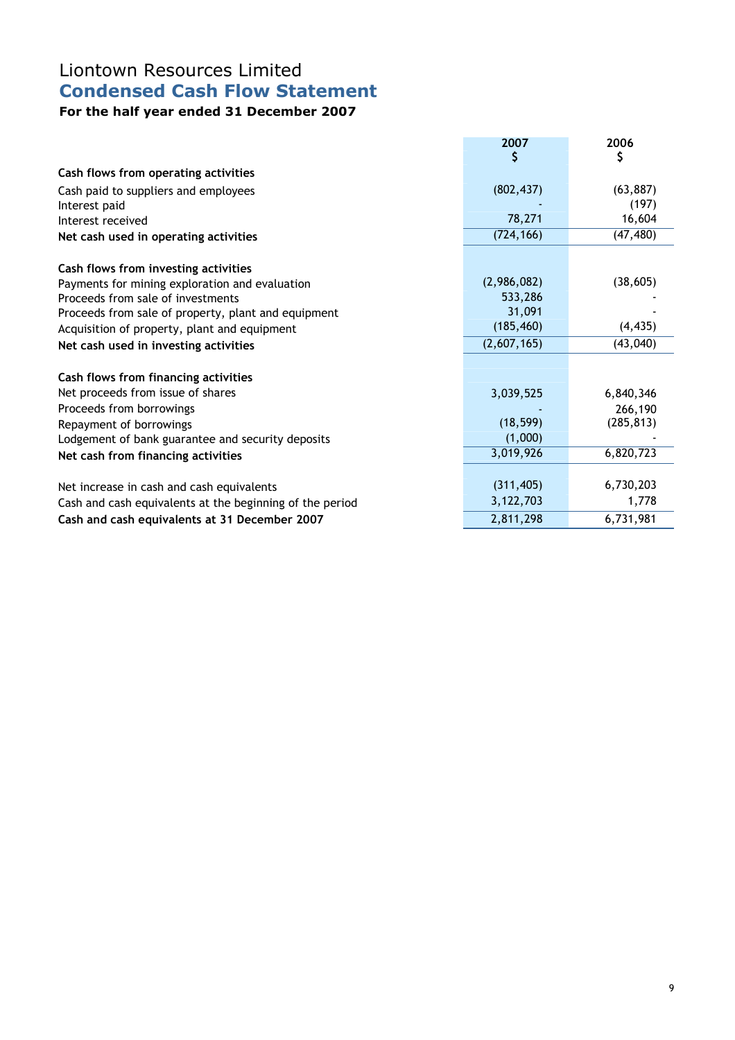# Liontown Resources Limited

## Condensed Cash Flow Statement

### For the half year ended 31 December 2007

| | 2007<br>$ | 2006<br>$ |
|---|---|---|
| **Cash flows from operating activities** | | |
| Cash paid to suppliers and employees | (802,437) | (63,887) |
| Interest paid | - | (197) |
| Interest received | 78,271 | 16,604 |
| **Net cash used in operating activities** | (724,166) | (47,480) |
| | | |
| **Cash flows from investing activities** | | |
| Payments for mining exploration and evaluation | (2,986,082) | (38,605) |
| Proceeds from sale of investments | 533,286 | - |
| Proceeds from sale of property, plant and equipment | 31,091 | - |
| Acquisition of property, plant and equipment | (185,460) | (4,435) |
| **Net cash used in investing activities** | (2,607,165) | (43,040) |
| | | |
| **Cash flows from financing activities** | | |
| Net proceeds from issue of shares | 3,039,525 | 6,840,346 |
| Proceeds from borrowings | - | 266,190 |
| Repayment of borrowings | (18,599) | (285,813) |
| Lodgement of bank guarantee and security deposits | (1,000) | - |
| **Net cash from financing activities** | 3,019,926 | 6,820,723 |
| | | |
| Net increase in cash and cash equivalents | (311,405) | 6,730,203 |
| Cash and cash equivalents at the beginning of the period | 3,122,703 | 1,778 |
| **Cash and cash equivalents at 31 December 2007** | 2,811,298 | 6,731,981 |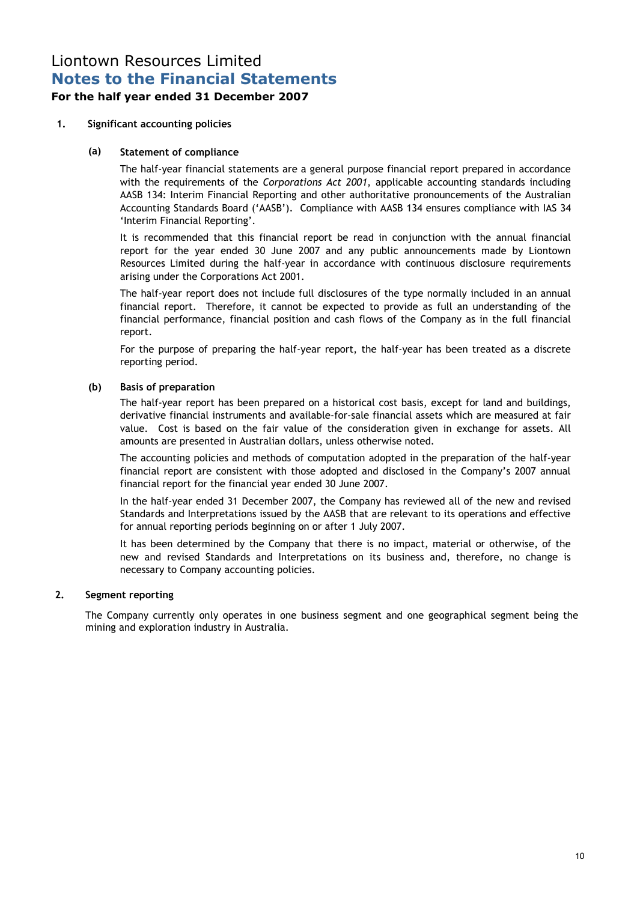# Liontown Resources Limited

## Notes to the Financial Statements

### For the half year ended 31 December 2007

**1. Significant accounting policies**

**(a) Statement of compliance**

The half-year financial statements are a general purpose financial report prepared in accordance with the requirements of the *Corporations Act 2001*, applicable accounting standards including AASB 134: Interim Financial Reporting and other authoritative pronouncements of the Australian Accounting Standards Board ('AASB'). Compliance with AASB 134 ensures compliance with IAS 34 'Interim Financial Reporting'.

It is recommended that this financial report be read in conjunction with the annual financial report for the year ended 30 June 2007 and any public announcements made by Liontown Resources Limited during the half-year in accordance with continuous disclosure requirements arising under the Corporations Act 2001.

The half-year report does not include full disclosures of the type normally included in an annual financial report. Therefore, it cannot be expected to provide as full an understanding of the financial performance, financial position and cash flows of the Company as in the full financial report.

For the purpose of preparing the half-year report, the half-year has been treated as a discrete reporting period.

**(b) Basis of preparation**

The half-year report has been prepared on a historical cost basis, except for land and buildings, derivative financial instruments and available-for-sale financial assets which are measured at fair value. Cost is based on the fair value of the consideration given in exchange for assets. All amounts are presented in Australian dollars, unless otherwise noted.

The accounting policies and methods of computation adopted in the preparation of the half-year financial report are consistent with those adopted and disclosed in the Company's 2007 annual financial report for the financial year ended 30 June 2007.

In the half-year ended 31 December 2007, the Company has reviewed all of the new and revised Standards and Interpretations issued by the AASB that are relevant to its operations and effective for annual reporting periods beginning on or after 1 July 2007.

It has been determined by the Company that there is no impact, material or otherwise, of the new and revised Standards and Interpretations on its business and, therefore, no change is necessary to Company accounting policies.

**2. Segment reporting**

The Company currently only operates in one business segment and one geographical segment being the mining and exploration industry in Australia.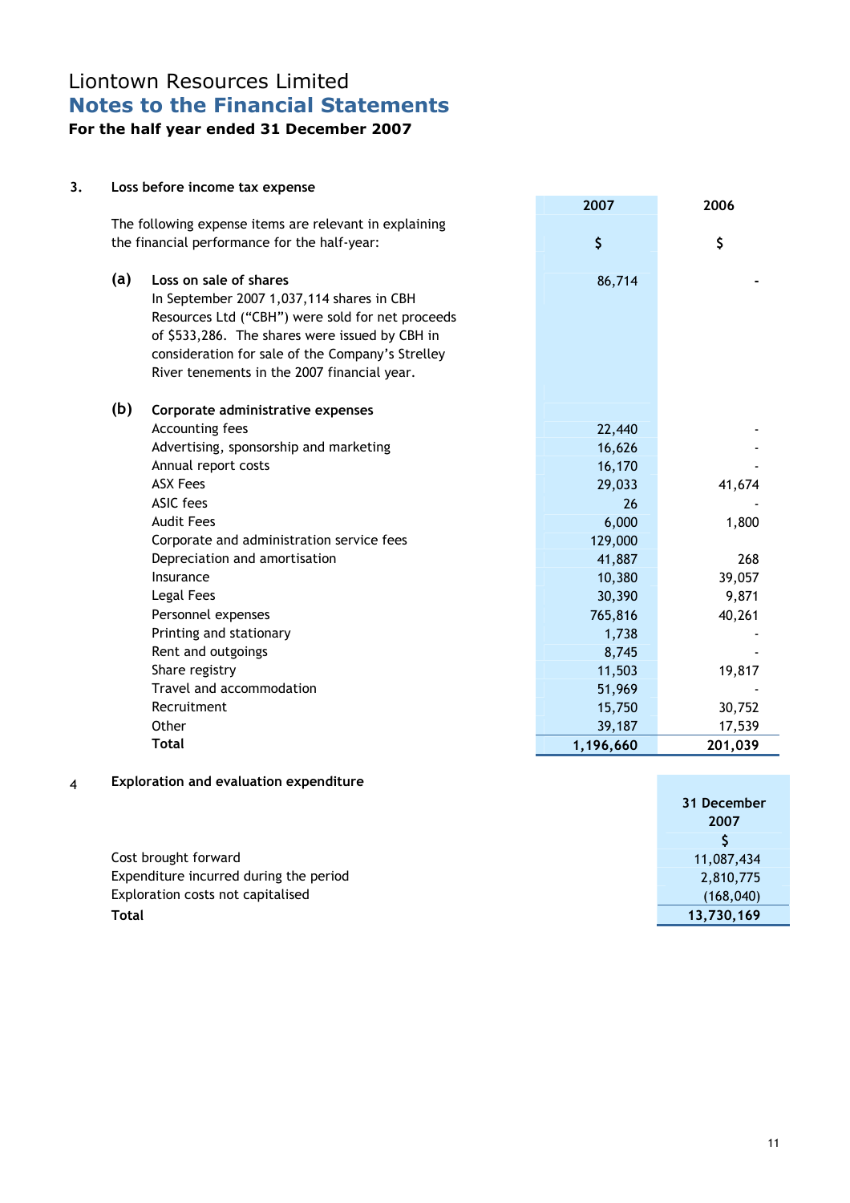# Liontown Resources Limited

## Notes to the Financial Statements

**For the half year ended 31 December 2007**

### 3. Loss before income tax expense

| | 2007 | 2006 |
|---|---|---|
| The following expense items are relevant in explaining the financial performance for the half-year: | $ | $ |
| **(a) Loss on sale of shares** | 86,714 | - |
| In September 2007 1,037,114 shares in CBH Resources Ltd ("CBH") were sold for net proceeds of $533,286. The shares were issued by CBH in consideration for sale of the Company's Strelley River tenements in the 2007 financial year. | | |
| **(b) Corporate administrative expenses** | | |
| Accounting fees | 22,440 | - |
| Advertising, sponsorship and marketing | 16,626 | - |
| Annual report costs | 16,170 | - |
| ASX Fees | 29,033 | 41,674 |
| ASIC fees | 26 | - |
| Audit Fees | 6,000 | 1,800 |
| Corporate and administration service fees | 129,000 | |
| Depreciation and amortisation | 41,887 | 268 |
| Insurance | 10,380 | 39,057 |
| Legal Fees | 30,390 | 9,871 |
| Personnel expenses | 765,816 | 40,261 |
| Printing and stationary | 1,738 | - |
| Rent and outgoings | 8,745 | - |
| Share registry | 11,503 | 19,817 |
| Travel and accommodation | 51,969 | - |
| Recruitment | 15,750 | 30,752 |
| Other | 39,187 | 17,539 |
| **Total** | **1,196,660** | **201,039** |

### 4 Exploration and evaluation expenditure

| | 31 December 2007 |
|---|---|
| | $ |
| Cost brought forward | 11,087,434 |
| Expenditure incurred during the period | 2,810,775 |
| Exploration costs not capitalised | (168,040) |
| **Total** | **13,730,169** |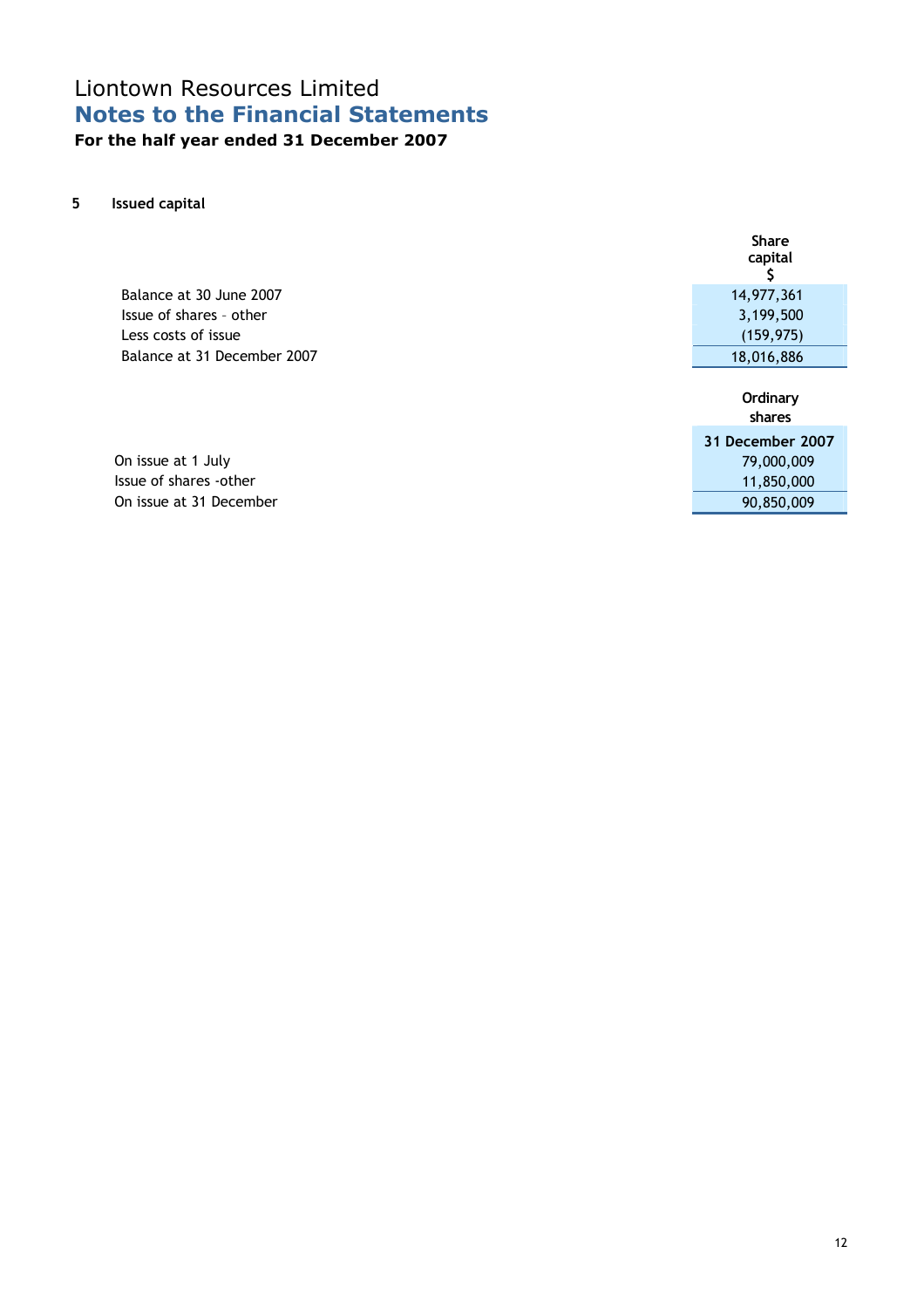# Liontown Resources Limited

## Notes to the Financial Statements

**For the half year ended 31 December 2007**

### 5 Issued capital

| | Share capital $ |
|---|---|
| Balance at 30 June 2007 | 14,977,361 |
| Issue of shares – other | 3,199,500 |
| Less costs of issue | (159,975) |
| Balance at 31 December 2007 | 18,016,886 |

| | Ordinary shares |
|---|---|
| | **31 December 2007** |
| On issue at 1 July | 79,000,009 |
| Issue of shares -other | 11,850,000 |
| On issue at 31 December | 90,850,009 |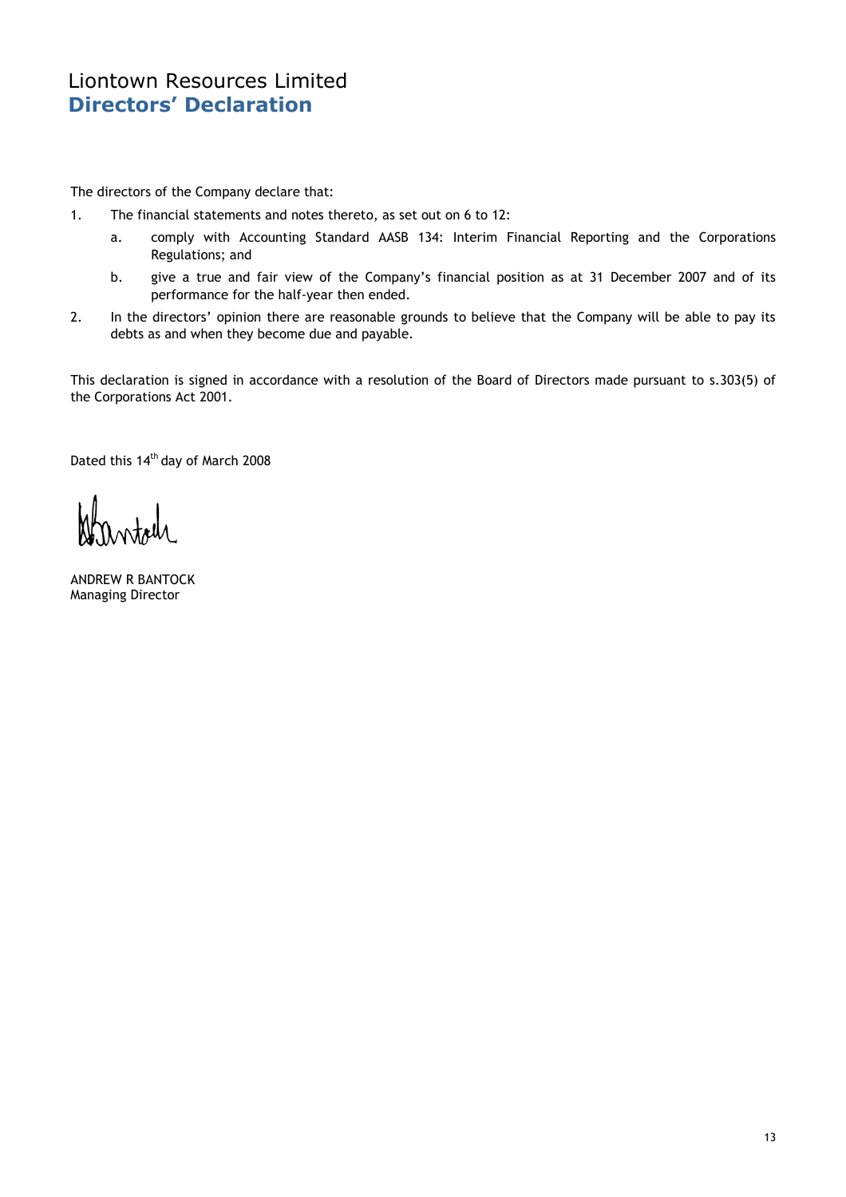# Liontown Resources Limited
## Directors' Declaration

The directors of the Company declare that:

1. The financial statements and notes thereto, as set out on 6 to 12:
   a. comply with Accounting Standard AASB 134: Interim Financial Reporting and the Corporations Regulations; and
   b. give a true and fair view of the Company's financial position as at 31 December 2007 and of its performance for the half-year then ended.
2. In the directors' opinion there are reasonable grounds to believe that the Company will be able to pay its debts as and when they become due and payable.

This declaration is signed in accordance with a resolution of the Board of Directors made pursuant to s.303(5) of the Corporations Act 2001.

Dated this 14th day of March 2008

ANDREW R BANTOCK
Managing Director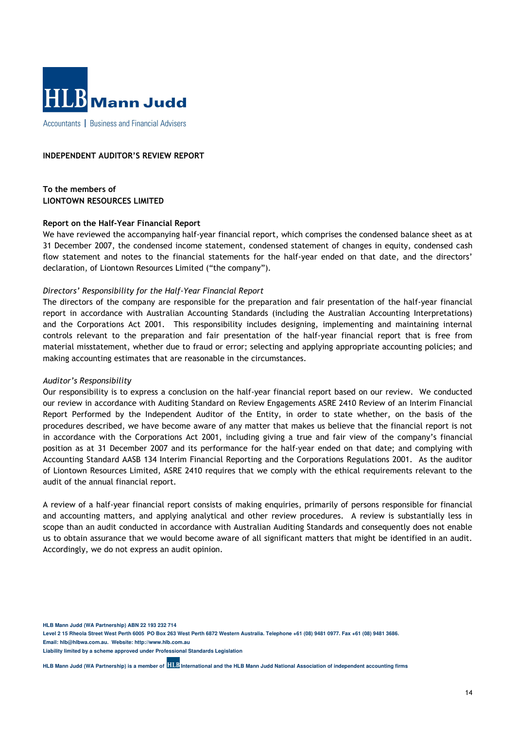HLB Mann Judd

Accountants | Business and Financial Advisers

**INDEPENDENT AUDITOR'S REVIEW REPORT**

**To the members of**
**LIONTOWN RESOURCES LIMITED**

**Report on the Half-Year Financial Report**

We have reviewed the accompanying half-year financial report, which comprises the condensed balance sheet as at 31 December 2007, the condensed income statement, condensed statement of changes in equity, condensed cash flow statement and notes to the financial statements for the half-year ended on that date, and the directors' declaration, of Liontown Resources Limited ("the company").

*Directors' Responsibility for the Half-Year Financial Report*

The directors of the company are responsible for the preparation and fair presentation of the half-year financial report in accordance with Australian Accounting Standards (including the Australian Accounting Interpretations) and the Corporations Act 2001. This responsibility includes designing, implementing and maintaining internal controls relevant to the preparation and fair presentation of the half-year financial report that is free from material misstatement, whether due to fraud or error; selecting and applying appropriate accounting policies; and making accounting estimates that are reasonable in the circumstances.

*Auditor's Responsibility*

Our responsibility is to express a conclusion on the half-year financial report based on our review. We conducted our review in accordance with Auditing Standard on Review Engagements ASRE 2410 Review of an Interim Financial Report Performed by the Independent Auditor of the Entity, in order to state whether, on the basis of the procedures described, we have become aware of any matter that makes us believe that the financial report is not in accordance with the Corporations Act 2001, including giving a true and fair view of the company's financial position as at 31 December 2007 and its performance for the half-year ended on that date; and complying with Accounting Standard AASB 134 Interim Financial Reporting and the Corporations Regulations 2001. As the auditor of Liontown Resources Limited, ASRE 2410 requires that we comply with the ethical requirements relevant to the audit of the annual financial report.

A review of a half-year financial report consists of making enquiries, primarily of persons responsible for financial and accounting matters, and applying analytical and other review procedures. A review is substantially less in scope than an audit conducted in accordance with Australian Auditing Standards and consequently does not enable us to obtain assurance that we would become aware of all significant matters that might be identified in an audit. Accordingly, we do not express an audit opinion.

**HLB Mann Judd (WA Partnership) ABN 22 193 232 714**
**Level 2 15 Rheola Street West Perth 6005 PO Box 263 West Perth 6872 Western Australia. Telephone +61 (08) 9481 0977. Fax +61 (08) 9481 3686.**
**Email: hlb@hlbwa.com.au. Website: http://www.hlb.com.au**
**Liability limited by a scheme approved under Professional Standards Legislation**

**HLB Mann Judd (WA Partnership) is a member of HLB International and the HLB Mann Judd National Association of independent accounting firms**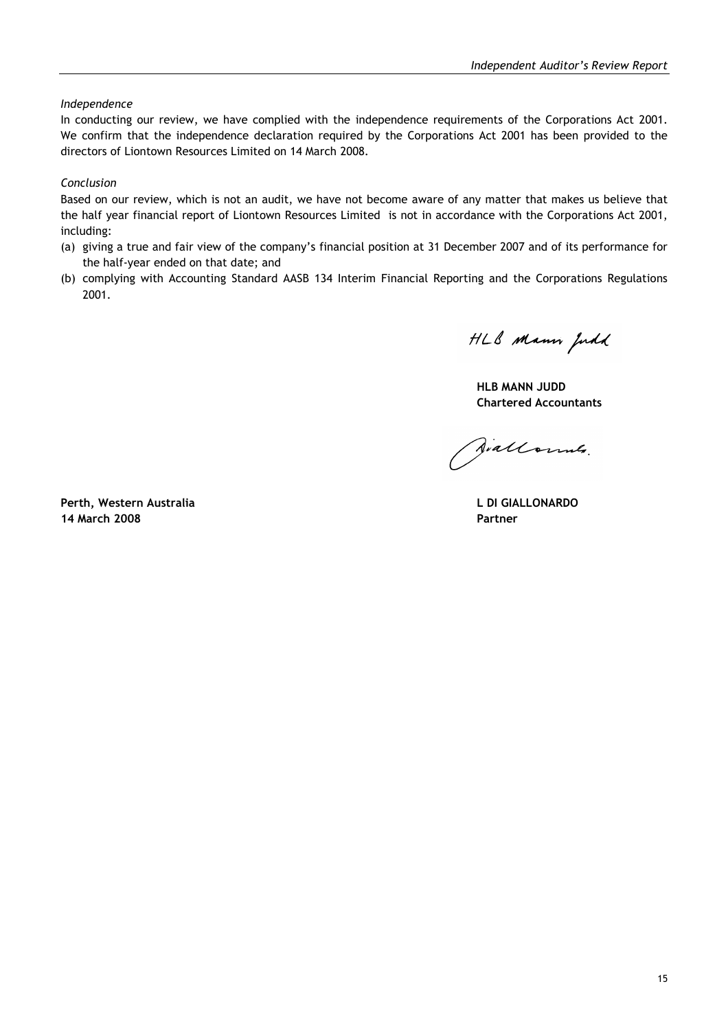*Independence*

In conducting our review, we have complied with the independence requirements of the Corporations Act 2001. We confirm that the independence declaration required by the Corporations Act 2001 has been provided to the directors of Liontown Resources Limited on 14 March 2008.

*Conclusion*

Based on our review, which is not an audit, we have not become aware of any matter that makes us believe that the half year financial report of Liontown Resources Limited is not in accordance with the Corporations Act 2001, including:

(a) giving a true and fair view of the company's financial position at 31 December 2007 and of its performance for the half-year ended on that date; and

(b) complying with Accounting Standard AASB 134 Interim Financial Reporting and the Corporations Regulations 2001.

**HLB MANN JUDD**
**Chartered Accountants**

**Perth, Western Australia**
**14 March 2008**

**L DI GIALLONARDO**
**Partner**